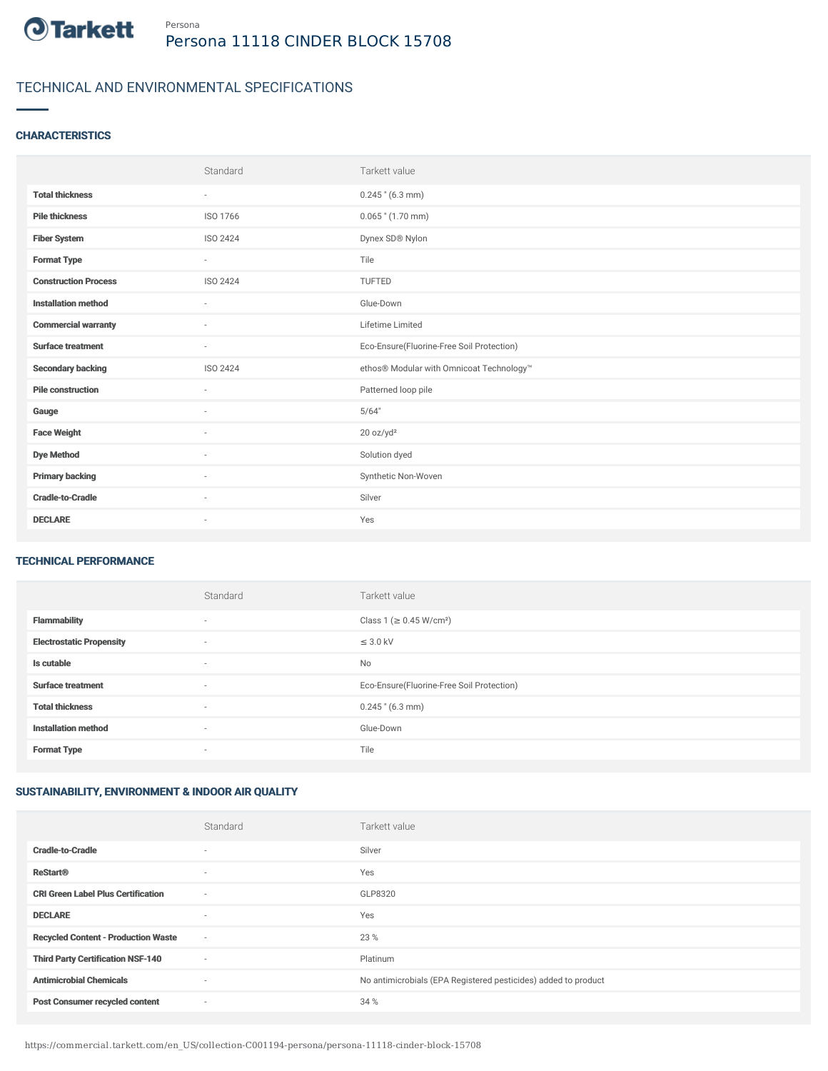Persona

# Persona 11118 CINDER BLOCK 15708

## TECHNICAL AND ENVIRONMENTAL SPECIFICATIONS

### CHARACTERISTICS

| | Standard | Tarkett value |
|---|---|---|
| **Total thickness** | - | 0.245 " (6.3 mm) |
| **Pile thickness** | ISO 1766 | 0.065 " (1.70 mm) |
| **Fiber System** | ISO 2424 | Dynex SD® Nylon |
| **Format Type** | - | Tile |
| **Construction Process** | ISO 2424 | TUFTED |
| **Installation method** | - | Glue-Down |
| **Commercial warranty** | - | Lifetime Limited |
| **Surface treatment** | - | Eco-Ensure(Fluorine-Free Soil Protection) |
| **Secondary backing** | ISO 2424 | ethos® Modular with Omnicoat Technology™ |
| **Pile construction** | - | Patterned loop pile |
| **Gauge** | - | 5/64" |
| **Face Weight** | - | 20 oz/yd² |
| **Dye Method** | - | Solution dyed |
| **Primary backing** | - | Synthetic Non-Woven |
| **Cradle-to-Cradle** | - | Silver |
| **DECLARE** | - | Yes |

### TECHNICAL PERFORMANCE

| | Standard | Tarkett value |
|---|---|---|
| **Flammability** | - | Class 1 (≥ 0.45 W/cm²) |
| **Electrostatic Propensity** | - | ≤ 3.0 kV |
| **Is cutable** | - | No |
| **Surface treatment** | - | Eco-Ensure(Fluorine-Free Soil Protection) |
| **Total thickness** | - | 0.245 " (6.3 mm) |
| **Installation method** | - | Glue-Down |
| **Format Type** | - | Tile |

### SUSTAINABILITY, ENVIRONMENT & INDOOR AIR QUALITY

| | Standard | Tarkett value |
|---|---|---|
| **Cradle-to-Cradle** | - | Silver |
| **ReStart®** | - | Yes |
| **CRI Green Label Plus Certification** | - | GLP8320 |
| **DECLARE** | - | Yes |
| **Recycled Content - Production Waste** | - | 23 % |
| **Third Party Certification NSF-140** | - | Platinum |
| **Antimicrobial Chemicals** | - | No antimicrobials (EPA Registered pesticides) added to product |
| **Post Consumer recycled content** | - | 34 % |

https://commercial.tarkett.com/en_US/collection-C001194-persona/persona-11118-cinder-block-15708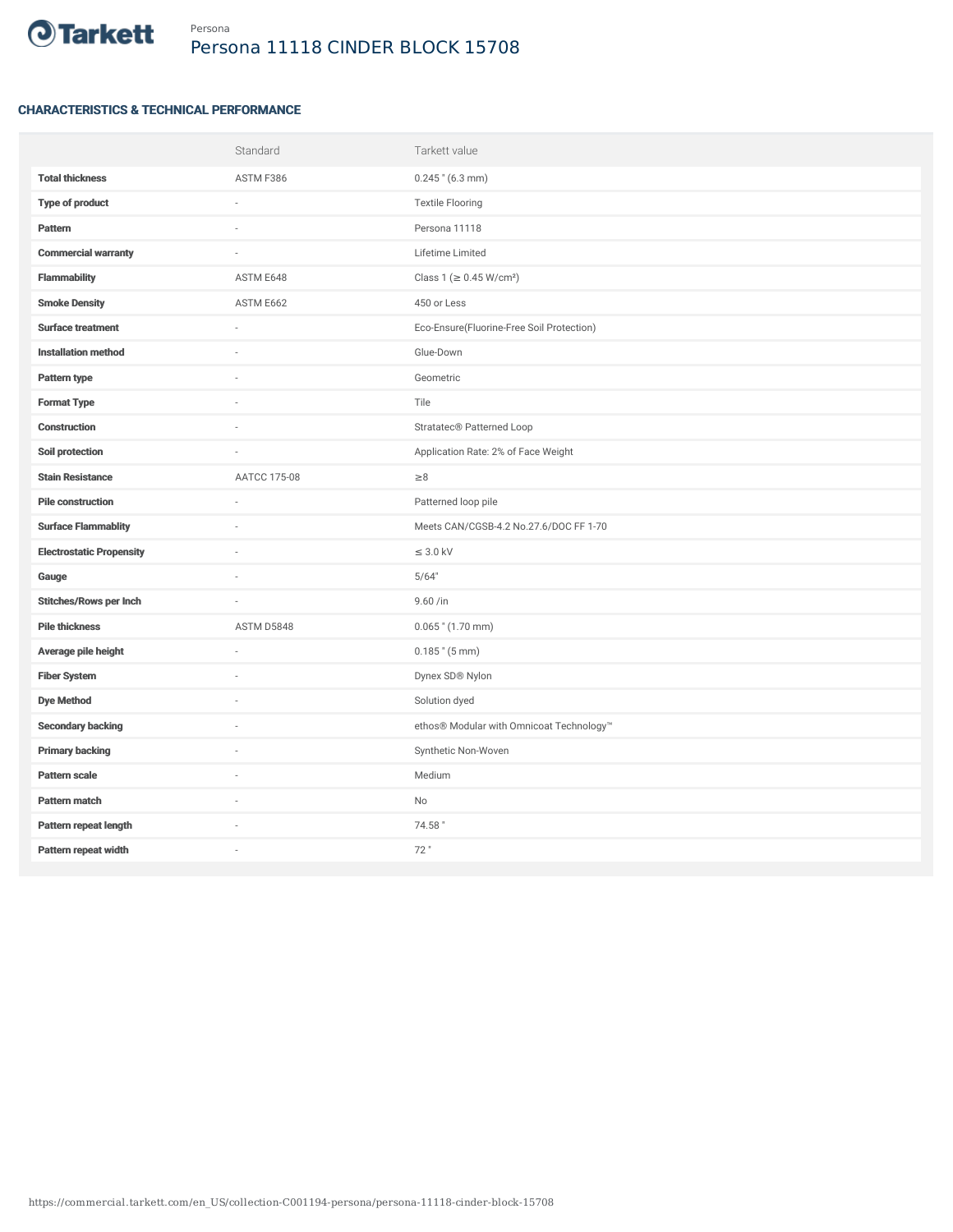Persona

# Persona 11118 CINDER BLOCK 15708

## CHARACTERISTICS & TECHNICAL PERFORMANCE

| | Standard | Tarkett value |
|---|---|---|
| **Total thickness** | ASTM F386 | 0.245 " (6.3 mm) |
| **Type of product** | - | Textile Flooring |
| **Pattern** | - | Persona 11118 |
| **Commercial warranty** | - | Lifetime Limited |
| **Flammability** | ASTM E648 | Class 1 (≥ 0.45 W/cm²) |
| **Smoke Density** | ASTM E662 | 450 or Less |
| **Surface treatment** | - | Eco-Ensure(Fluorine-Free Soil Protection) |
| **Installation method** | - | Glue-Down |
| **Pattern type** | - | Geometric |
| **Format Type** | - | Tile |
| **Construction** | - | Stratatec® Patterned Loop |
| **Soil protection** | - | Application Rate: 2% of Face Weight |
| **Stain Resistance** | AATCC 175-08 | ≥8 |
| **Pile construction** | - | Patterned loop pile |
| **Surface Flammablity** | - | Meets CAN/CGSB-4.2 No.27.6/DOC FF 1-70 |
| **Electrostatic Propensity** | - | ≤ 3.0 kV |
| **Gauge** | - | 5/64" |
| **Stitches/Rows per Inch** | - | 9.60 /in |
| **Pile thickness** | ASTM D5848 | 0.065 " (1.70 mm) |
| **Average pile height** | - | 0.185 " (5 mm) |
| **Fiber System** | - | Dynex SD® Nylon |
| **Dye Method** | - | Solution dyed |
| **Secondary backing** | - | ethos® Modular with Omnicoat Technology™ |
| **Primary backing** | - | Synthetic Non-Woven |
| **Pattern scale** | - | Medium |
| **Pattern match** | - | No |
| **Pattern repeat length** | - | 74.58 " |
| **Pattern repeat width** | - | 72 " |

https://commercial.tarkett.com/en_US/collection-C001194-persona/persona-11118-cinder-block-15708